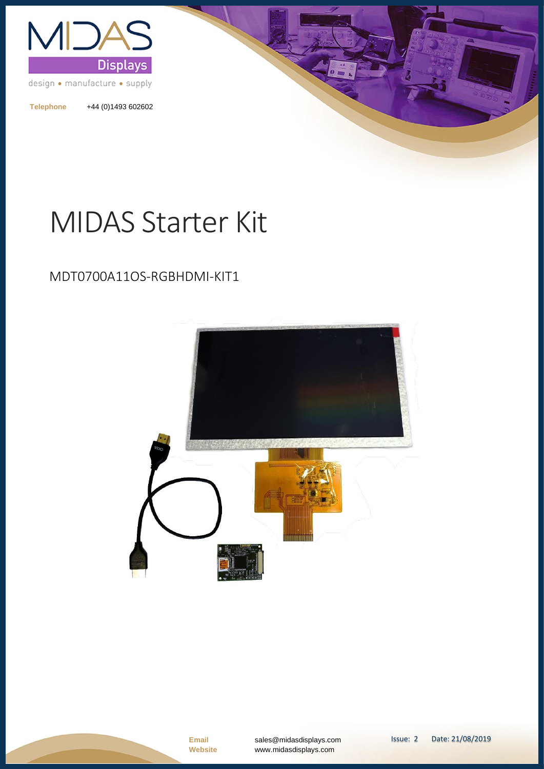Telephone +44 (0)1493 602602

# MIDAS Starter Kit

## MDT0700A11OS-RGBHDMI-KIT1

Email sales@midasdisplays.com
Website www.midasdisplays.com

Issue: 2 Date: 21/08/2019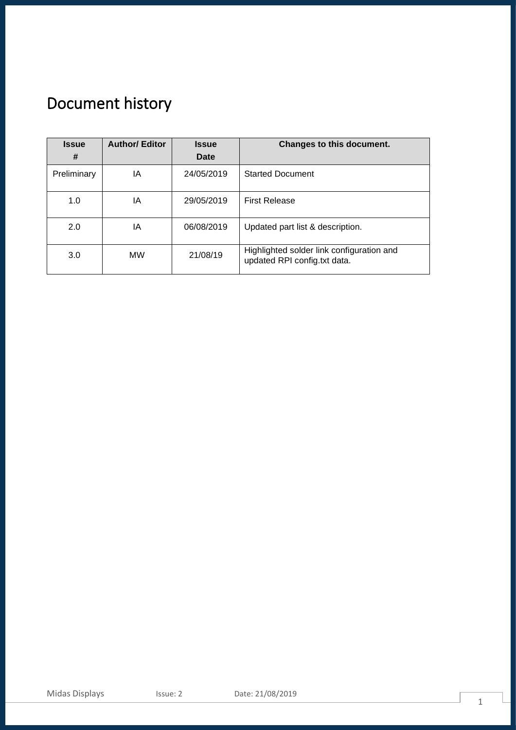# Document history

| Issue # | Author/ Editor | Issue Date | Changes to this document. |
|---|---|---|---|
| Preliminary | IA | 24/05/2019 | Started Document |
| 1.0 | IA | 29/05/2019 | First Release |
| 2.0 | IA | 06/08/2019 | Updated part list & description. |
| 3.0 | MW | 21/08/19 | Highlighted solder link configuration and updated RPI config.txt data. |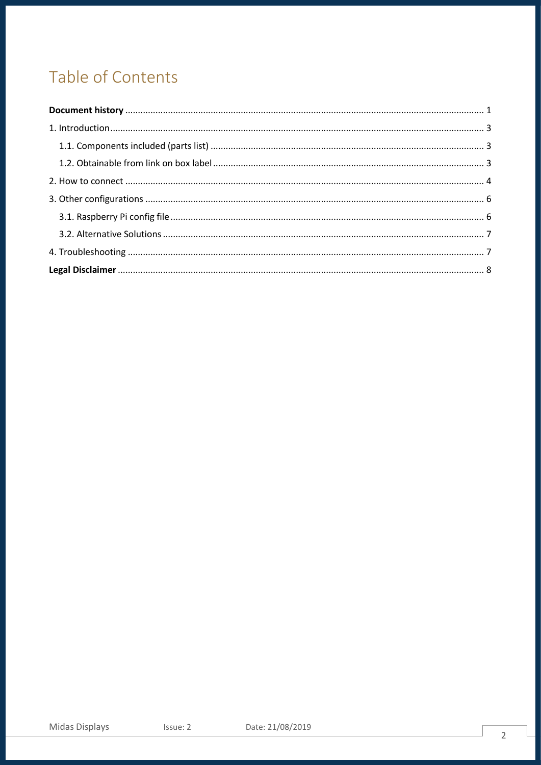# Table of Contents

**Document history** ........................................................................................................................................ 1

1. Introduction ............................................................................................................................................... 3

    1.1. Components included (parts list) ....................................................................................................... 3

    1.2. Obtainable from link on box label ...................................................................................................... 3

2. How to connect ......................................................................................................................................... 4

3. Other configurations ................................................................................................................................. 6

    3.1. Raspberry Pi config file ....................................................................................................................... 6

    3.2. Alternative Solutions .......................................................................................................................... 7

4. Troubleshooting ........................................................................................................................................ 7

**Legal Disclaimer** ............................................................................................................................................ 8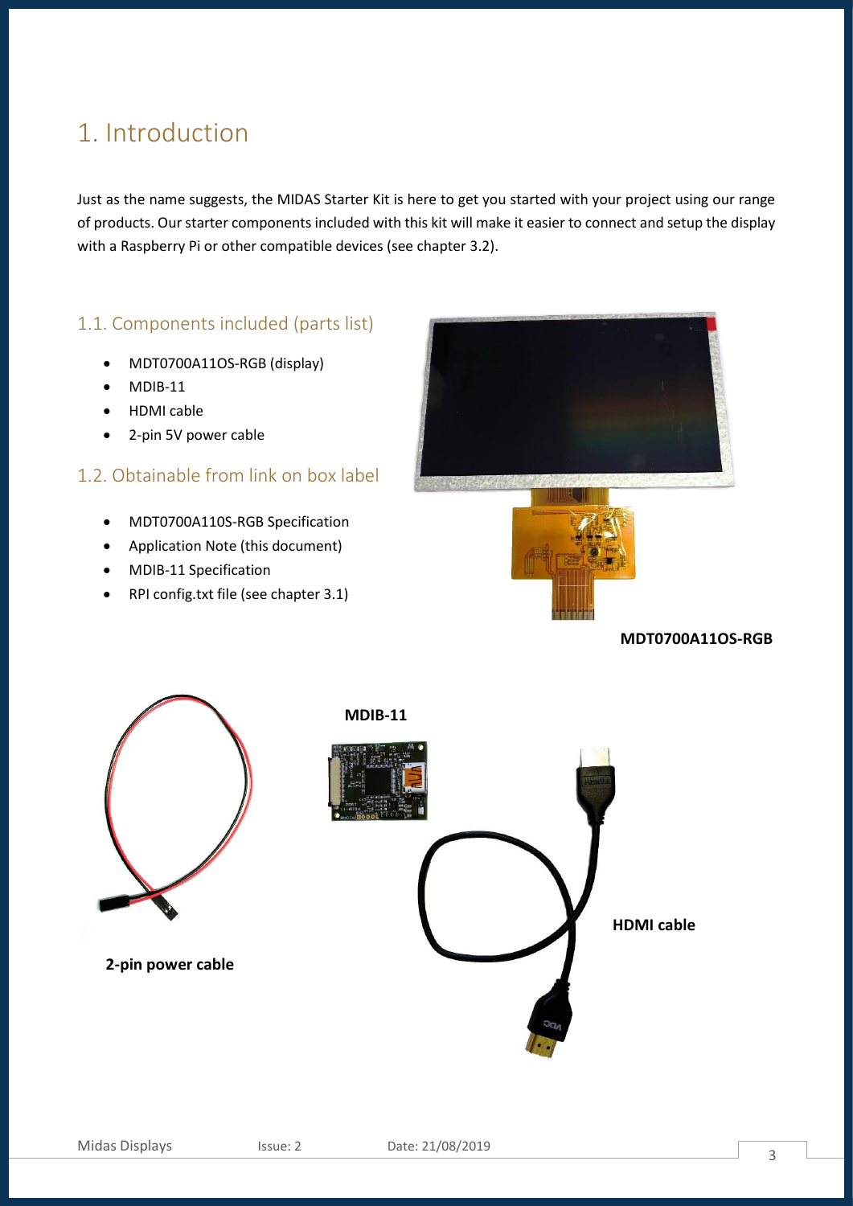# 1. Introduction

Just as the name suggests, the MIDAS Starter Kit is here to get you started with your project using our range of products. Our starter components included with this kit will make it easier to connect and setup the display with a Raspberry Pi or other compatible devices (see chapter 3.2).

## 1.1. Components included (parts list)

- MDT0700A11OS-RGB (display)
- MDIB-11
- HDMI cable
- 2-pin 5V power cable

## 1.2. Obtainable from link on box label

- MDT0700A110S-RGB Specification
- Application Note (this document)
- MDIB-11 Specification
- RPI config.txt file (see chapter 3.1)

**MDT0700A11OS-RGB**

**MDIB-11**

**HDMI cable**

**2-pin power cable**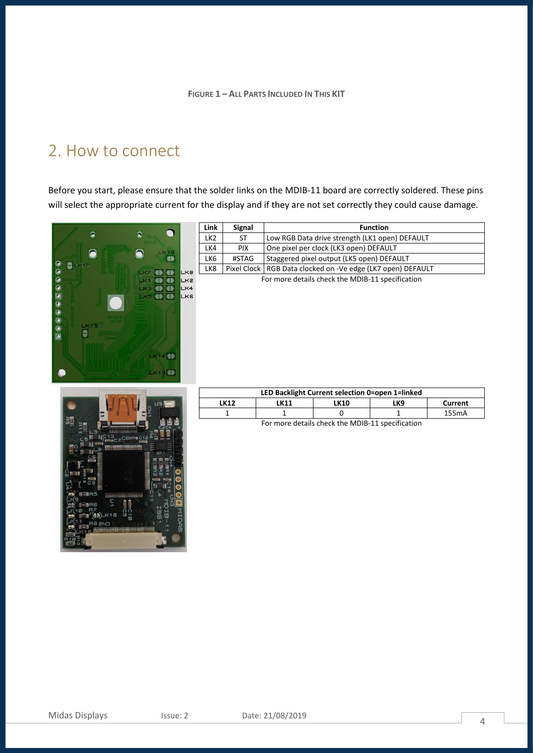**FIGURE 1 – ALL PARTS INCLUDED IN THIS KIT**

## 2. How to connect

Before you start, please ensure that the solder links on the MDIB-11 board are correctly soldered. These pins will select the appropriate current for the display and if they are not set correctly they could cause damage.

| Link | Signal | Function |
|---|---|---|
| LK2 | ST | Low RGB Data drive strength (LK1 open) DEFAULT |
| LK4 | PIX | One pixel per clock (LK3 open) DEFAULT |
| LK6 | #STAG | Staggered pixel output (LK5 open) DEFAULT |
| LK8 | Pixel Clock | RGB Data clocked on -Ve edge (LK7 open) DEFAULT |

For more details check the MDIB-11 specification

| LED Backlight Current selection 0=open 1=linked | | | | |
|---|---|---|---|---|
| **LK12** | **LK11** | **LK10** | **LK9** | **Current** |
| 1 | 1 | 0 | 1 | 155mA |

For more details check the MDIB-11 specification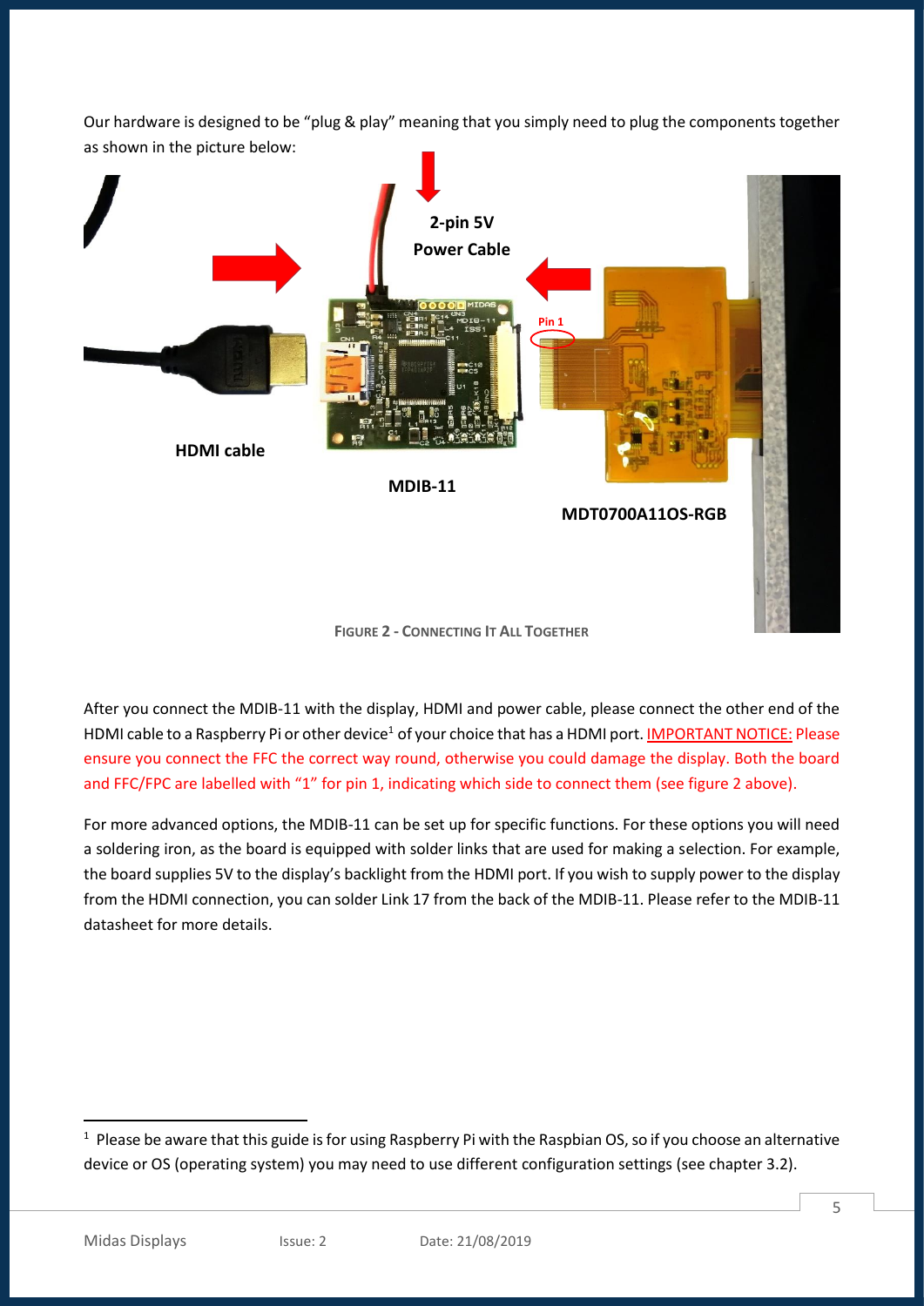Our hardware is designed to be "plug & play" meaning that you simply need to plug the components together as shown in the picture below:

FIGURE 2 - CONNECTING IT ALL TOGETHER

After you connect the MDIB-11 with the display, HDMI and power cable, please connect the other end of the HDMI cable to a Raspberry Pi or other device[1] of your choice that has a HDMI port. IMPORTANT NOTICE: Please ensure you connect the FFC the correct way round, otherwise you could damage the display. Both the board and FFC/FPC are labelled with "1" for pin 1, indicating which side to connect them (see figure 2 above).

For more advanced options, the MDIB-11 can be set up for specific functions. For these options you will need a soldering iron, as the board is equipped with solder links that are used for making a selection. For example, the board supplies 5V to the display's backlight from the HDMI port. If you wish to supply power to the display from the HDMI connection, you can solder Link 17 from the back of the MDIB-11. Please refer to the MDIB-11 datasheet for more details.

[1] Please be aware that this guide is for using Raspberry Pi with the Raspbian OS, so if you choose an alternative device or OS (operating system) you may need to use different configuration settings (see chapter 3.2).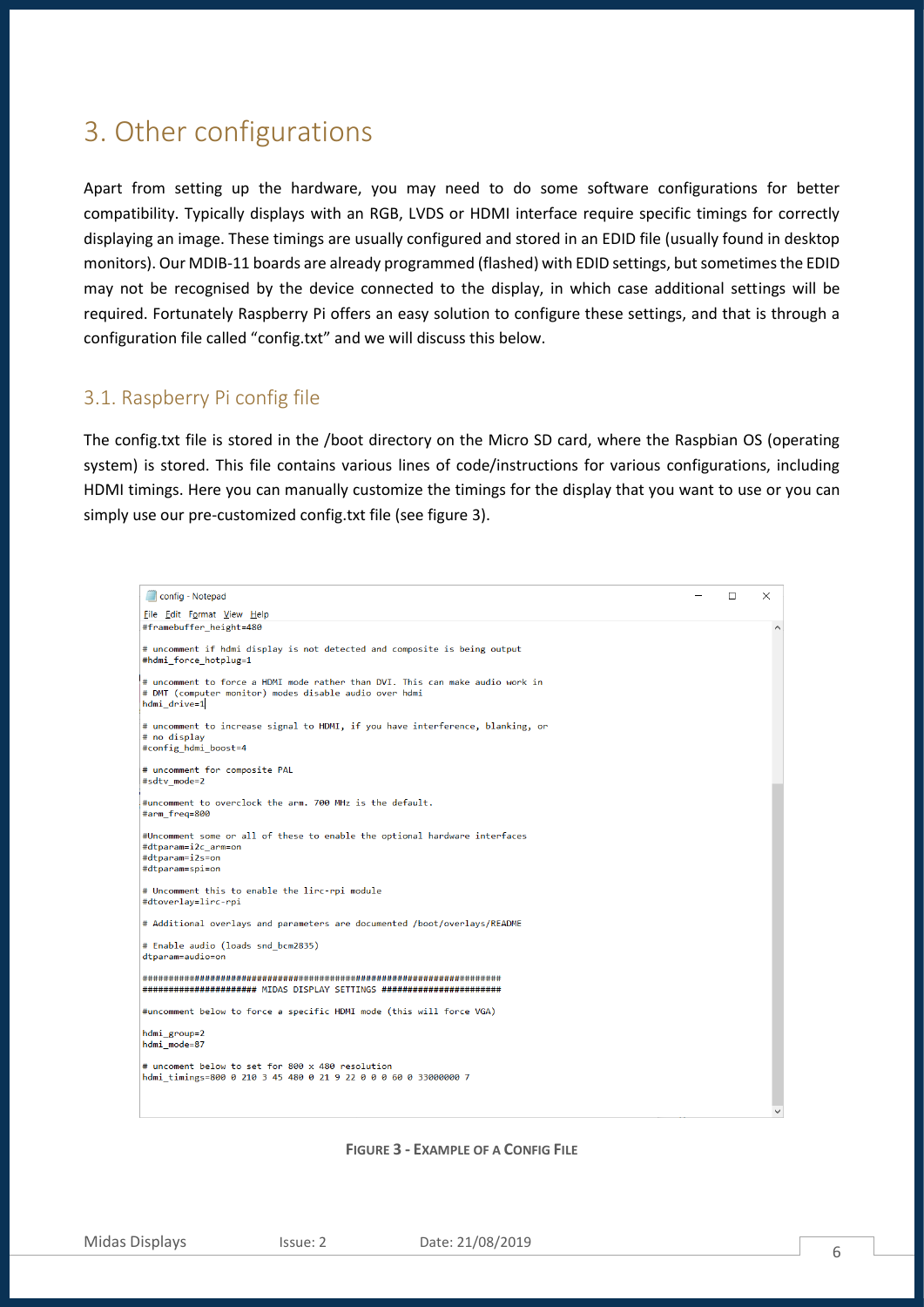# 3. Other configurations

Apart from setting up the hardware, you may need to do some software configurations for better compatibility. Typically displays with an RGB, LVDS or HDMI interface require specific timings for correctly displaying an image. These timings are usually configured and stored in an EDID file (usually found in desktop monitors). Our MDIB-11 boards are already programmed (flashed) with EDID settings, but sometimes the EDID may not be recognised by the device connected to the display, in which case additional settings will be required. Fortunately Raspberry Pi offers an easy solution to configure these settings, and that is through a configuration file called "config.txt" and we will discuss this below.

## 3.1. Raspberry Pi config file

The config.txt file is stored in the /boot directory on the Micro SD card, where the Raspbian OS (operating system) is stored. This file contains various lines of code/instructions for various configurations, including HDMI timings. Here you can manually customize the timings for the display that you want to use or you can simply use our pre-customized config.txt file (see figure 3).

```
#framebuffer_height=480

# uncomment if hdmi display is not detected and composite is being output
#hdmi_force_hotplug=1

# uncomment to force a HDMI mode rather than DVI. This can make audio work in
# DMT (computer monitor) modes disable audio over hdmi
hdmi_drive=1

# uncomment to increase signal to HDMI, if you have interference, blanking, or
# no display
#config_hdmi_boost=4

# uncomment for composite PAL
#sdtv_mode=2

#uncomment to overclock the arm. 700 MHz is the default.
#arm_freq=800

#Uncomment some or all of these to enable the optional hardware interfaces
#dtparam=i2c_arm=on
#dtparam=i2s=on
#dtparam=spi=on

# Uncomment this to enable the lirc-rpi module
#dtoverlay=lirc-rpi

# Additional overlays and parameters are documented /boot/overlays/README

# Enable audio (loads snd_bcm2835)
dtparam=audio=on

#######################################################################
##################### MIDAS DISPLAY SETTINGS #######################

#uncomment below to force a specific HDMI mode (this will force VGA)

hdmi_group=2
hdmi_mode=87

# uncoment below to set for 800 x 480 resolution
hdmi_timings=800 0 210 3 45 480 0 21 9 22 0 0 0 60 0 33000000 7
```

**Figure 3 - Example of a Config File**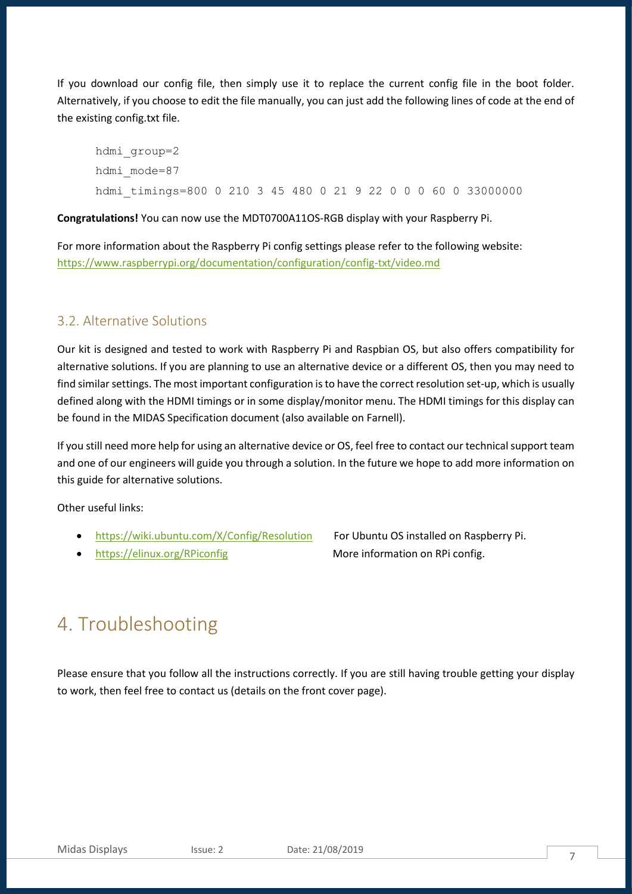If you download our config file, then simply use it to replace the current config file in the boot folder. Alternatively, if you choose to edit the file manually, you can just add the following lines of code at the end of the existing config.txt file.

```
hdmi_group=2
hdmi_mode=87
hdmi_timings=800 0 210 3 45 480 0 21 9 22 0 0 0 60 0 33000000
```

**Congratulations!** You can now use the MDT0700A11OS-RGB display with your Raspberry Pi.

For more information about the Raspberry Pi config settings please refer to the following website: https://www.raspberrypi.org/documentation/configuration/config-txt/video.md

### 3.2. Alternative Solutions

Our kit is designed and tested to work with Raspberry Pi and Raspbian OS, but also offers compatibility for alternative solutions. If you are planning to use an alternative device or a different OS, then you may need to find similar settings. The most important configuration is to have the correct resolution set-up, which is usually defined along with the HDMI timings or in some display/monitor menu. The HDMI timings for this display can be found in the MIDAS Specification document (also available on Farnell).

If you still need more help for using an alternative device or OS, feel free to contact our technical support team and one of our engineers will guide you through a solution. In the future we hope to add more information on this guide for alternative solutions.

Other useful links:

- https://wiki.ubuntu.com/X/Config/Resolution For Ubuntu OS installed on Raspberry Pi.
- https://elinux.org/RPiconfig More information on RPi config.

## 4. Troubleshooting

Please ensure that you follow all the instructions correctly. If you are still having trouble getting your display to work, then feel free to contact us (details on the front cover page).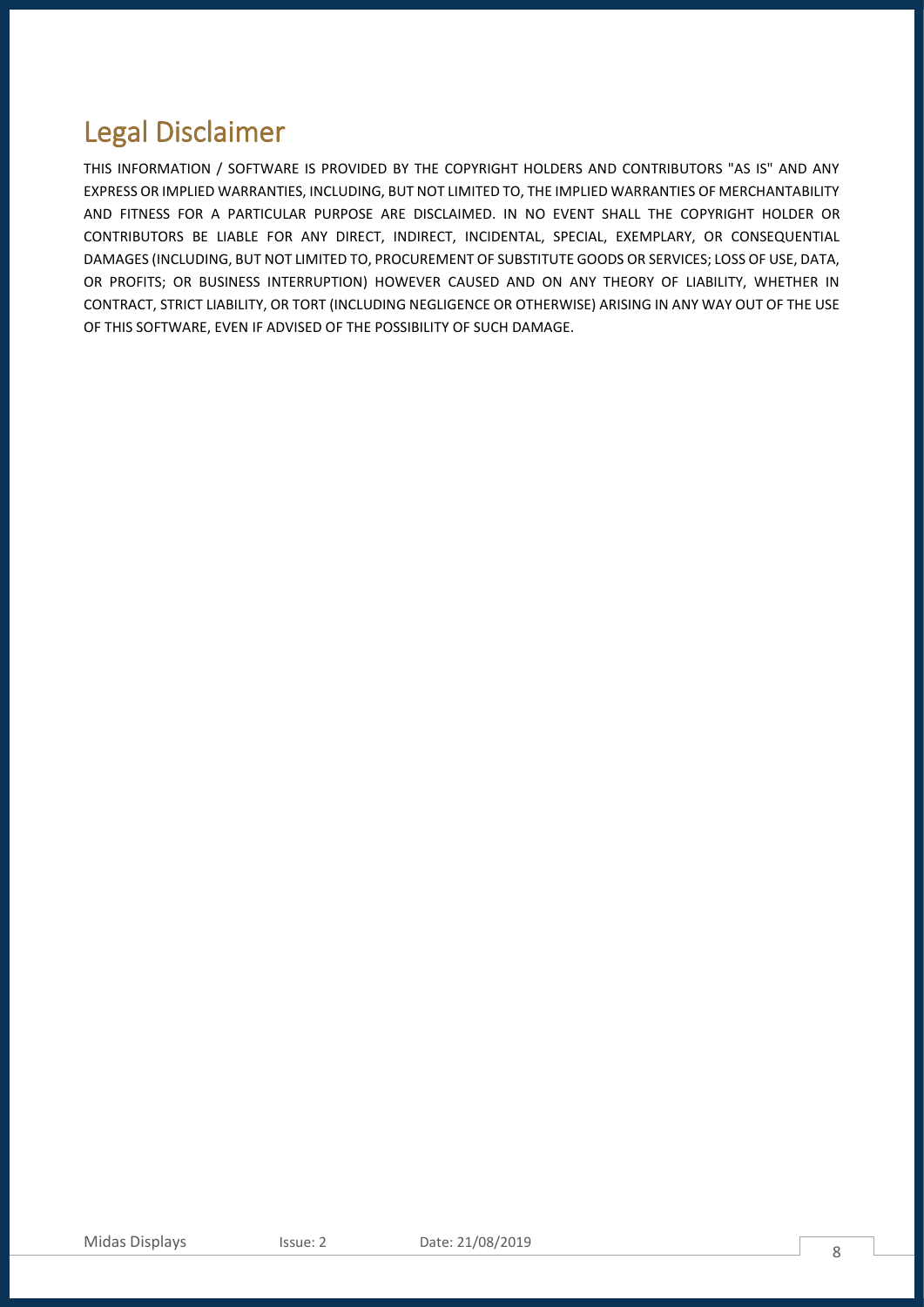# Legal Disclaimer

THIS INFORMATION / SOFTWARE IS PROVIDED BY THE COPYRIGHT HOLDERS AND CONTRIBUTORS "AS IS" AND ANY EXPRESS OR IMPLIED WARRANTIES, INCLUDING, BUT NOT LIMITED TO, THE IMPLIED WARRANTIES OF MERCHANTABILITY AND FITNESS FOR A PARTICULAR PURPOSE ARE DISCLAIMED. IN NO EVENT SHALL THE COPYRIGHT HOLDER OR CONTRIBUTORS BE LIABLE FOR ANY DIRECT, INDIRECT, INCIDENTAL, SPECIAL, EXEMPLARY, OR CONSEQUENTIAL DAMAGES (INCLUDING, BUT NOT LIMITED TO, PROCUREMENT OF SUBSTITUTE GOODS OR SERVICES; LOSS OF USE, DATA, OR PROFITS; OR BUSINESS INTERRUPTION) HOWEVER CAUSED AND ON ANY THEORY OF LIABILITY, WHETHER IN CONTRACT, STRICT LIABILITY, OR TORT (INCLUDING NEGLIGENCE OR OTHERWISE) ARISING IN ANY WAY OUT OF THE USE OF THIS SOFTWARE, EVEN IF ADVISED OF THE POSSIBILITY OF SUCH DAMAGE.